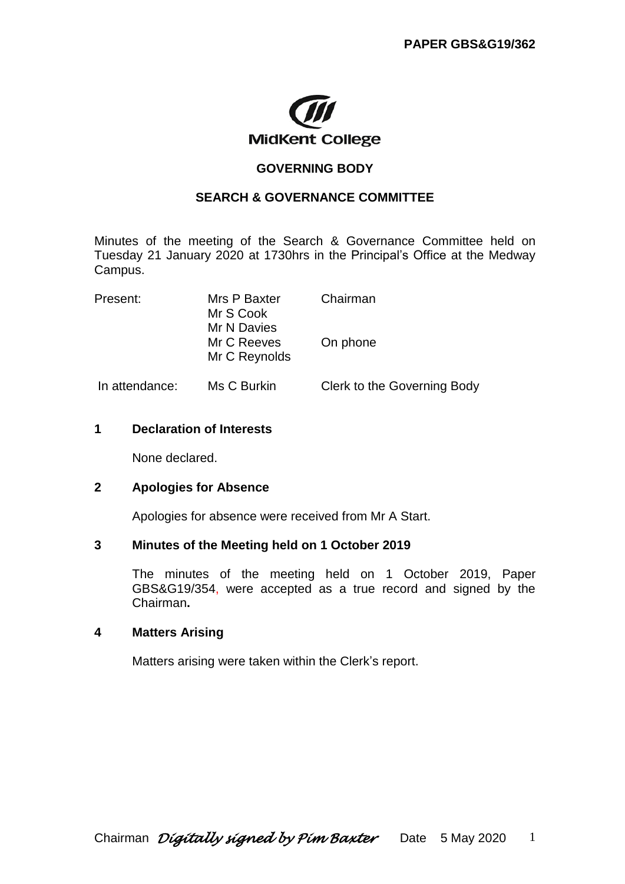**PAPER GBS&G19/362**

MidKent College

**GOVERNING BODY**

**SEARCH & GOVERNANCE COMMITTEE**

Minutes of the meeting of the Search & Governance Committee held on Tuesday 21 January 2020 at 1730hrs in the Principal's Office at the Medway Campus.

| | | |
|---|---|---|
| Present: | Mrs P Baxter | Chairman |
| | Mr S Cook | |
| | Mr N Davies | |
| | Mr C Reeves | On phone |
| | Mr C Reynolds | |
| In attendance: | Ms C Burkin | Clerk to the Governing Body |

## 1 Declaration of Interests

None declared.

## 2 Apologies for Absence

Apologies for absence were received from Mr A Start.

## 3 Minutes of the Meeting held on 1 October 2019

The minutes of the meeting held on 1 October 2019, Paper GBS&G19/354, were accepted as a true record and signed by the Chairman**.**

## 4 Matters Arising

Matters arising were taken within the Clerk's report.

Chairman *Digitally signed by Pim Baxter* Date 5 May 2020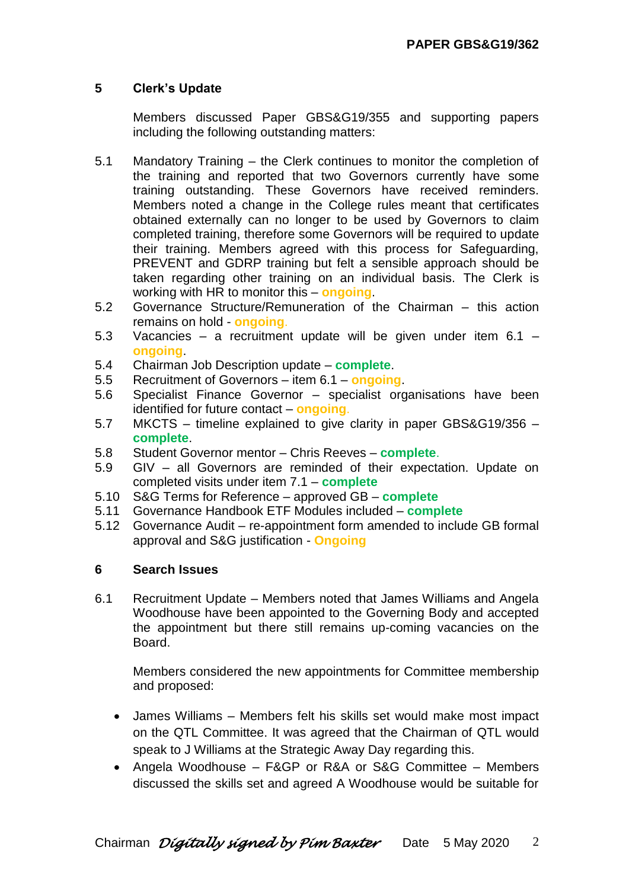## 5 Clerk's Update

Members discussed Paper GBS&G19/355 and supporting papers including the following outstanding matters:

5.1 Mandatory Training – the Clerk continues to monitor the completion of the training and reported that two Governors currently have some training outstanding. These Governors have received reminders. Members noted a change in the College rules meant that certificates obtained externally can no longer be used by Governors to claim completed training, therefore some Governors will be required to update their training. Members agreed with this process for Safeguarding, PREVENT and GDRP training but felt a sensible approach should be taken regarding other training on an individual basis. The Clerk is working with HR to monitor this – **ongoing**.

5.2 Governance Structure/Remuneration of the Chairman – this action remains on hold - **ongoing**.

5.3 Vacancies – a recruitment update will be given under item 6.1 – **ongoing**.

5.4 Chairman Job Description update – **complete**.

5.5 Recruitment of Governors – item 6.1 – **ongoing**.

5.6 Specialist Finance Governor – specialist organisations have been identified for future contact – **ongoing**.

5.7 MKCTS – timeline explained to give clarity in paper GBS&G19/356 – **complete**.

5.8 Student Governor mentor – Chris Reeves – **complete**.

5.9 GIV – all Governors are reminded of their expectation. Update on completed visits under item 7.1 – **complete**

5.10 S&G Terms for Reference – approved GB – **complete**

5.11 Governance Handbook ETF Modules included – **complete**

5.12 Governance Audit – re-appointment form amended to include GB formal approval and S&G justification - **Ongoing**

## 6 Search Issues

6.1 Recruitment Update – Members noted that James Williams and Angela Woodhouse have been appointed to the Governing Body and accepted the appointment but there still remains up-coming vacancies on the Board.

Members considered the new appointments for Committee membership and proposed:

- James Williams – Members felt his skills set would make most impact on the QTL Committee. It was agreed that the Chairman of QTL would speak to J Williams at the Strategic Away Day regarding this.
- Angela Woodhouse – F&GP or R&A or S&G Committee – Members discussed the skills set and agreed A Woodhouse would be suitable for

Chairman *Digitally signed by Pim Baxter* Date 5 May 2020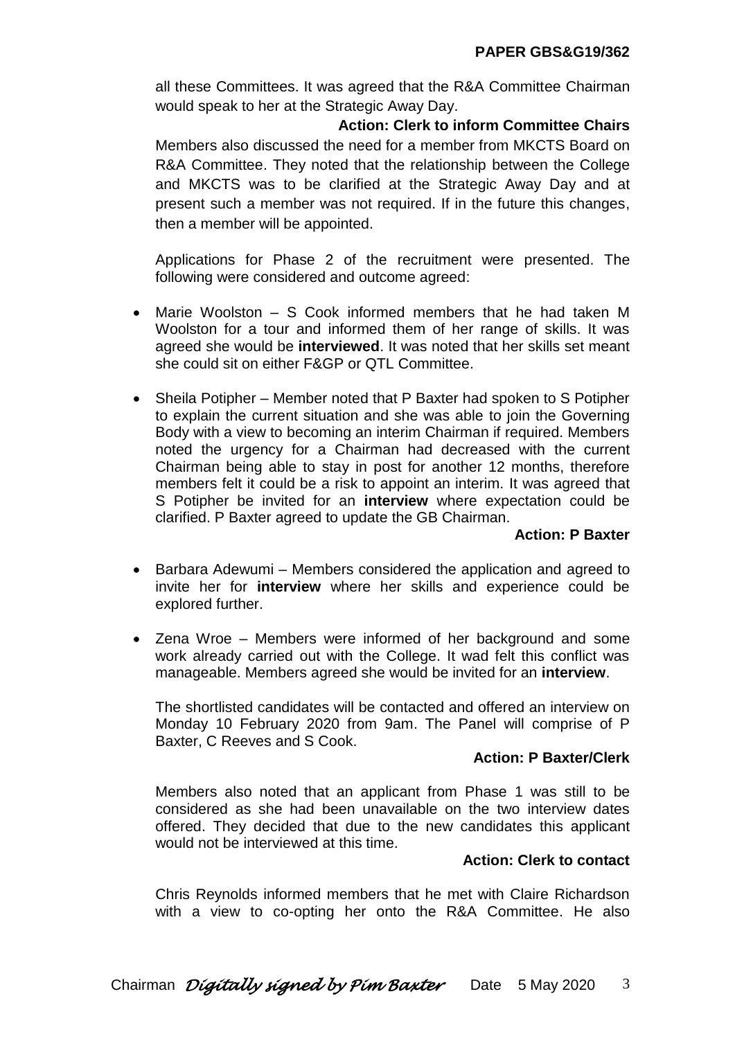all these Committees. It was agreed that the R&A Committee Chairman would speak to her at the Strategic Away Day.

**Action: Clerk to inform Committee Chairs**

Members also discussed the need for a member from MKCTS Board on R&A Committee. They noted that the relationship between the College and MKCTS was to be clarified at the Strategic Away Day and at present such a member was not required. If in the future this changes, then a member will be appointed.

Applications for Phase 2 of the recruitment were presented. The following were considered and outcome agreed:

- Marie Woolston – S Cook informed members that he had taken M Woolston for a tour and informed them of her range of skills. It was agreed she would be **interviewed**. It was noted that her skills set meant she could sit on either F&GP or QTL Committee.
- Sheila Potipher – Member noted that P Baxter had spoken to S Potipher to explain the current situation and she was able to join the Governing Body with a view to becoming an interim Chairman if required. Members noted the urgency for a Chairman had decreased with the current Chairman being able to stay in post for another 12 months, therefore members felt it could be a risk to appoint an interim. It was agreed that S Potipher be invited for an **interview** where expectation could be clarified. P Baxter agreed to update the GB Chairman.

**Action: P Baxter**

- Barbara Adewumi – Members considered the application and agreed to invite her for **interview** where her skills and experience could be explored further.
- Zena Wroe – Members were informed of her background and some work already carried out with the College. It wad felt this conflict was manageable. Members agreed she would be invited for an **interview**.

The shortlisted candidates will be contacted and offered an interview on Monday 10 February 2020 from 9am. The Panel will comprise of P Baxter, C Reeves and S Cook.

**Action: P Baxter/Clerk**

Members also noted that an applicant from Phase 1 was still to be considered as she had been unavailable on the two interview dates offered. They decided that due to the new candidates this applicant would not be interviewed at this time.

**Action: Clerk to contact**

Chris Reynolds informed members that he met with Claire Richardson with a view to co-opting her onto the R&A Committee. He also

Chairman *Digitally signed by Pim Baxter* Date 5 May 2020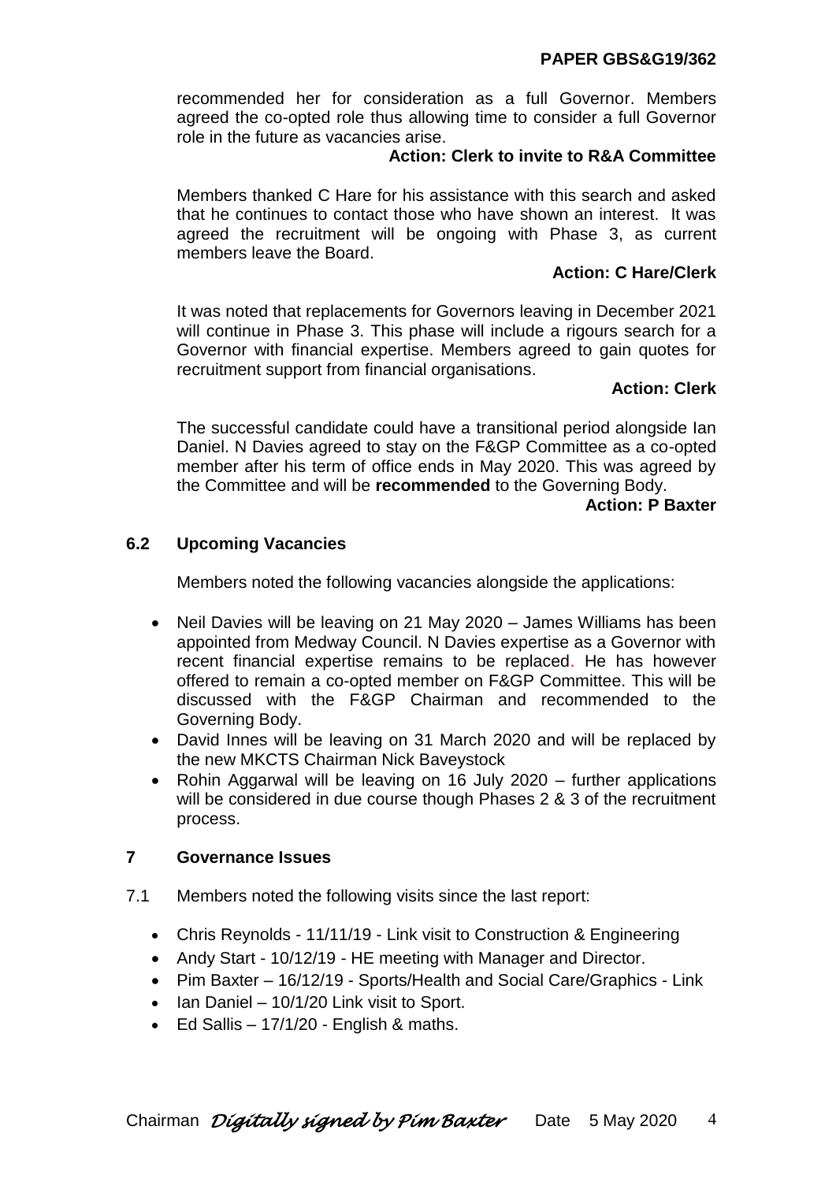recommended her for consideration as a full Governor. Members agreed the co-opted role thus allowing time to consider a full Governor role in the future as vacancies arise.

**Action: Clerk to invite to R&A Committee**

Members thanked C Hare for his assistance with this search and asked that he continues to contact those who have shown an interest. It was agreed the recruitment will be ongoing with Phase 3, as current members leave the Board.

**Action: C Hare/Clerk**

It was noted that replacements for Governors leaving in December 2021 will continue in Phase 3. This phase will include a rigours search for a Governor with financial expertise. Members agreed to gain quotes for recruitment support from financial organisations.

**Action: Clerk**

The successful candidate could have a transitional period alongside Ian Daniel. N Davies agreed to stay on the F&GP Committee as a co-opted member after his term of office ends in May 2020. This was agreed by the Committee and will be **recommended** to the Governing Body.

**Action: P Baxter**

### 6.2 Upcoming Vacancies

Members noted the following vacancies alongside the applications:

- Neil Davies will be leaving on 21 May 2020 – James Williams has been appointed from Medway Council. N Davies expertise as a Governor with recent financial expertise remains to be replaced. He has however offered to remain a co-opted member on F&GP Committee. This will be discussed with the F&GP Chairman and recommended to the Governing Body.
- David Innes will be leaving on 31 March 2020 and will be replaced by the new MKCTS Chairman Nick Baveystock
- Rohin Aggarwal will be leaving on 16 July 2020 – further applications will be considered in due course though Phases 2 & 3 of the recruitment process.

## 7 Governance Issues

7.1 Members noted the following visits since the last report:

- Chris Reynolds - 11/11/19 - Link visit to Construction & Engineering
- Andy Start - 10/12/19 - HE meeting with Manager and Director.
- Pim Baxter – 16/12/19 - Sports/Health and Social Care/Graphics - Link
- Ian Daniel – 10/1/20 Link visit to Sport.
- Ed Sallis – 17/1/20 - English & maths.

Chairman *Digitally signed by Pim Baxter* Date 5 May 2020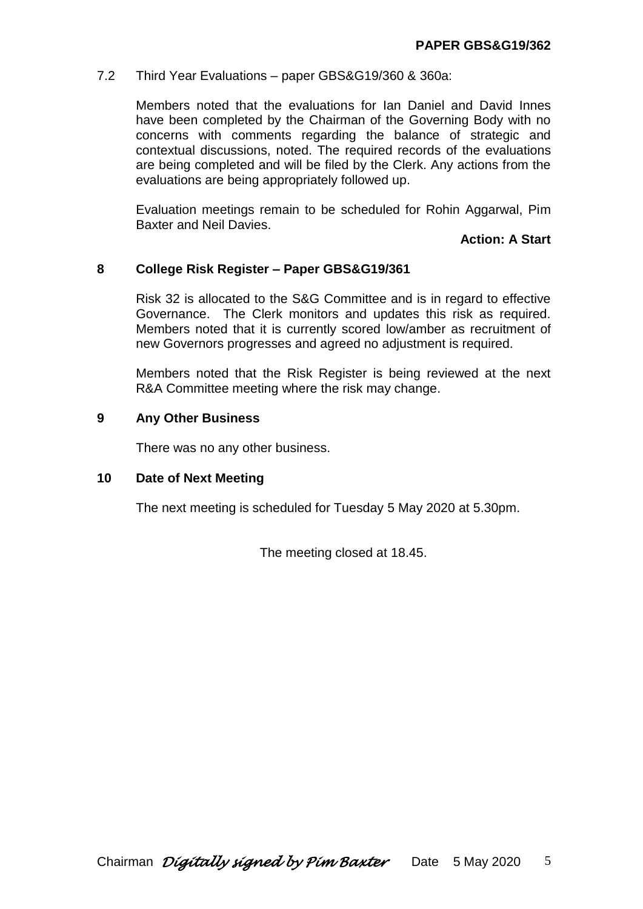**PAPER GBS&G19/362**

7.2 Third Year Evaluations – paper GBS&G19/360 & 360a:

Members noted that the evaluations for Ian Daniel and David Innes have been completed by the Chairman of the Governing Body with no concerns with comments regarding the balance of strategic and contextual discussions, noted. The required records of the evaluations are being completed and will be filed by the Clerk. Any actions from the evaluations are being appropriately followed up.

Evaluation meetings remain to be scheduled for Rohin Aggarwal, Pim Baxter and Neil Davies.

**Action: A Start**

## 8 College Risk Register – Paper GBS&G19/361

Risk 32 is allocated to the S&G Committee and is in regard to effective Governance. The Clerk monitors and updates this risk as required. Members noted that it is currently scored low/amber as recruitment of new Governors progresses and agreed no adjustment is required.

Members noted that the Risk Register is being reviewed at the next R&A Committee meeting where the risk may change.

## 9 Any Other Business

There was no any other business.

## 10 Date of Next Meeting

The next meeting is scheduled for Tuesday 5 May 2020 at 5.30pm.

The meeting closed at 18.45.

Chairman *Digitally signed by Pim Baxter* Date 5 May 2020